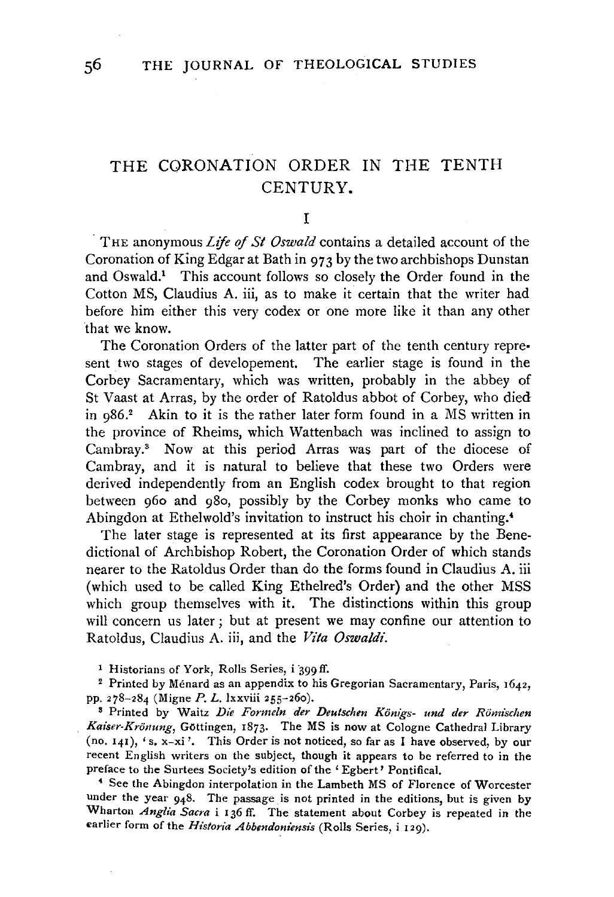# THE CORONATION ORDER IN THE TENTH CENTURY.

## I

THE anonymous *Life of St Oswald* contains a detailed account of the Coronation of King Edgar at Bath in 973 by the two archbishops Dunstan and Oswald.[1] This account follows so closely the Order found in the Cotton MS, Claudius A. iii, as to make it certain that the writer had before him either this very codex or one more like it than any other that we know.

The Coronation Orders of the latter part of the tenth century represent two stages of developement. The earlier stage is found in the Corbey Sacramentary, which was written, probably in the abbey of St Vaast at Arras, by the order of Ratoldus abbot of Corbey, who died in 986.[2] Akin to it is the rather later form found in a MS written in the province of Rheims, which Wattenbach was inclined to assign to Cambray.[3] Now at this period Arras was part of the diocese of Cambray, and it is natural to believe that these two Orders were derived independently from an English codex brought to that region between 960 and 980, possibly by the Corbey monks who came to Abingdon at Ethelwold's invitation to instruct his choir in chanting.[4]

The later stage is represented at its first appearance by the Benedictional of Archbishop Robert, the Coronation Order of which stands nearer to the Ratoldus Order than do the forms found in Claudius A. iii (which used to be called King Ethelred's Order) and the other MSS which group themselves with it. The distinctions within this group will concern us later; but at present we may confine our attention to Ratoldus, Claudius A. iii, and the *Vita Oswaldi*.

[1] Historians of York, Rolls Series, i 399 ff.

[2] Printed by Ménard as an appendix to his Gregorian Sacramentary, Paris, 1642, pp. 278–284 (Migne *P. L.* lxxviii 255–260).

[3] Printed by Waitz *Die Formeln der Deutschen Königs- und der Römischen Kaiser-Krönung*, Göttingen, 1873. The MS is now at Cologne Cathedral Library (no. 141), 's. x–xi'. This Order is not noticed, so far as I have observed, by our recent English writers on the subject, though it appears to be referred to in the preface to the Surtees Society's edition of the 'Egbert' Pontifical.

[4] See the Abingdon interpolation in the Lambeth MS of Florence of Worcester under the year 948. The passage is not printed in the editions, but is given by Wharton *Anglia Sacra* i 136 ff. The statement about Corbey is repeated in the earlier form of the *Historia Abbendoniensis* (Rolls Series, i 129).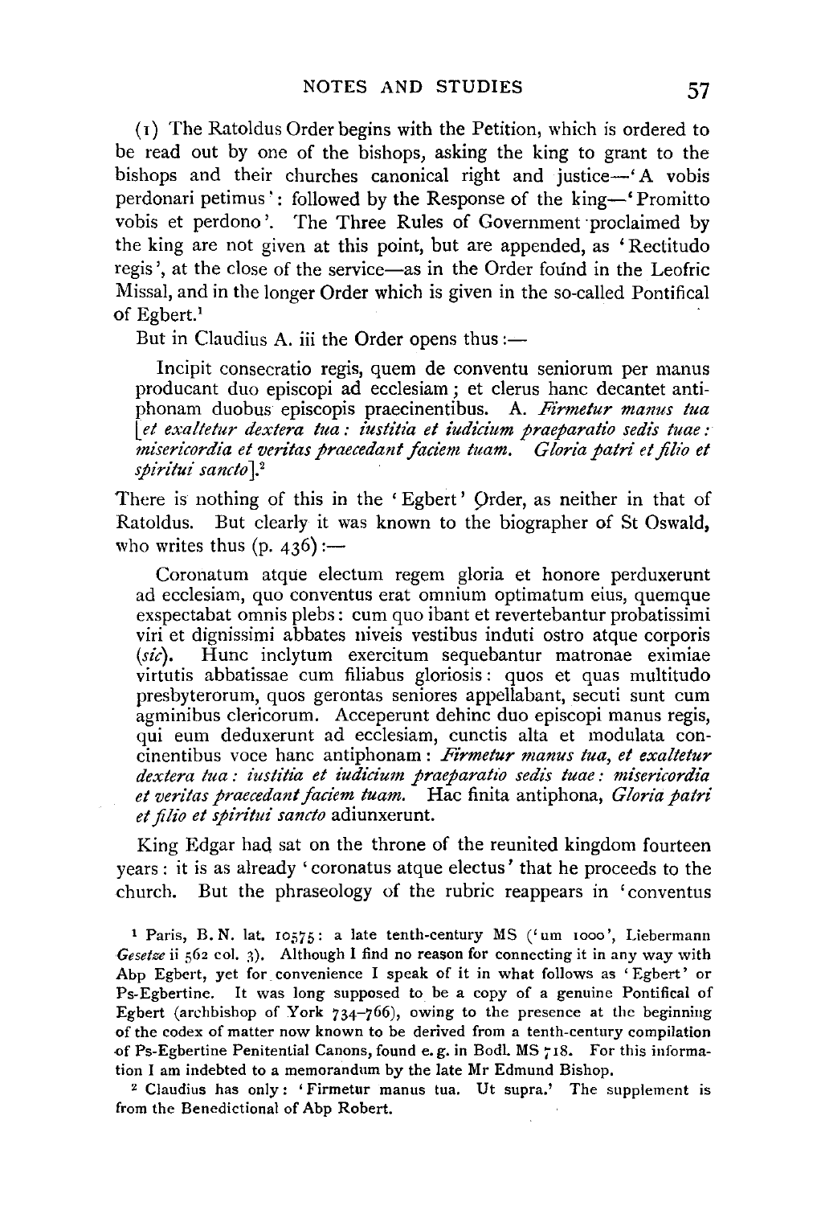(1) The Ratoldus Order begins with the Petition, which is ordered to be read out by one of the bishops, asking the king to grant to the bishops and their churches canonical right and justice—'A vobis perdonari petimus': followed by the Response of the king—'Promitto vobis et perdono'. The Three Rules of Government proclaimed by the king are not given at this point, but are appended, as 'Rectitudo regis', at the close of the service—as in the Order found in the Leofric Missal, and in the longer Order which is given in the so-called Pontifical of Egbert.[1]

But in Claudius A. iii the Order opens thus:—

> Incipit consecratio regis, quem de conventu seniorum per manus producant duo episcopi ad ecclesiam; et clerus hanc decantet antiphonam duobus episcopis praecinentibus. A. *Firmetur manus tua [et exaltetur dextera tua: iustitia et iudicium praeparatio sedis tuae: misericordia et veritas praecedant faciem tuam. Gloria patri et filio et spiritui sancto]*.[2]

There is nothing of this in the 'Egbert' Order, as neither in that of Ratoldus. But clearly it was known to the biographer of St Oswald, who writes thus (p. 436):—

> Coronatum atque electum regem gloria et honore perduxerunt ad ecclesiam, quo conventus erat omnium optimatum eius, quemque exspectabat omnis plebs: cum quo ibant et revertebantur probatissimi viri et dignissimi abbates niveis vestibus induti ostro atque corporis (*sic*). Hunc inclytum exercitum sequebantur matronae eximiae virtutis abbatissae cum filiabus gloriosis: quos et quas multitudo presbyterorum, quos gerontas seniores appellabant, secuti sunt cum agminibus clericorum. Acceperunt dehinc duo episcopi manus regis, qui eum deduxerunt ad ecclesiam, cunctis alta et modulata concinentibus voce hanc antiphonam: *Firmetur manus tua, et exaltetur dextera tua: iustitia et iudicium praeparatio sedis tuae: misericordia et veritas praecedant faciem tuam.* Hac finita antiphona, *Gloria patri et filio et spiritui sancto* adiunxerunt.

King Edgar had sat on the throne of the reunited kingdom fourteen years: it is as already 'coronatus atque electus' that he proceeds to the church. But the phraseology of the rubric reappears in 'conventus

---

[1] Paris, B.N. lat. 10575: a late tenth-century MS ('um 1000', Liebermann *Gesetze* ii 562 col. 3). Although I find no reason for connecting it in any way with Abp Egbert, yet for convenience I speak of it in what follows as 'Egbert' or Ps-Egbertine. It was long supposed to be a copy of a genuine Pontifical of Egbert (archbishop of York 734–766), owing to the presence at the beginning of the codex of matter now known to be derived from a tenth-century compilation of Ps-Egbertine Penitential Canons, found e.g. in Bodl. MS 718. For this information I am indebted to a memorandum by the late Mr Edmund Bishop.

[2] Claudius has only: 'Firmetur manus tua. Ut supra.' The supplement is from the Benedictional of Abp Robert.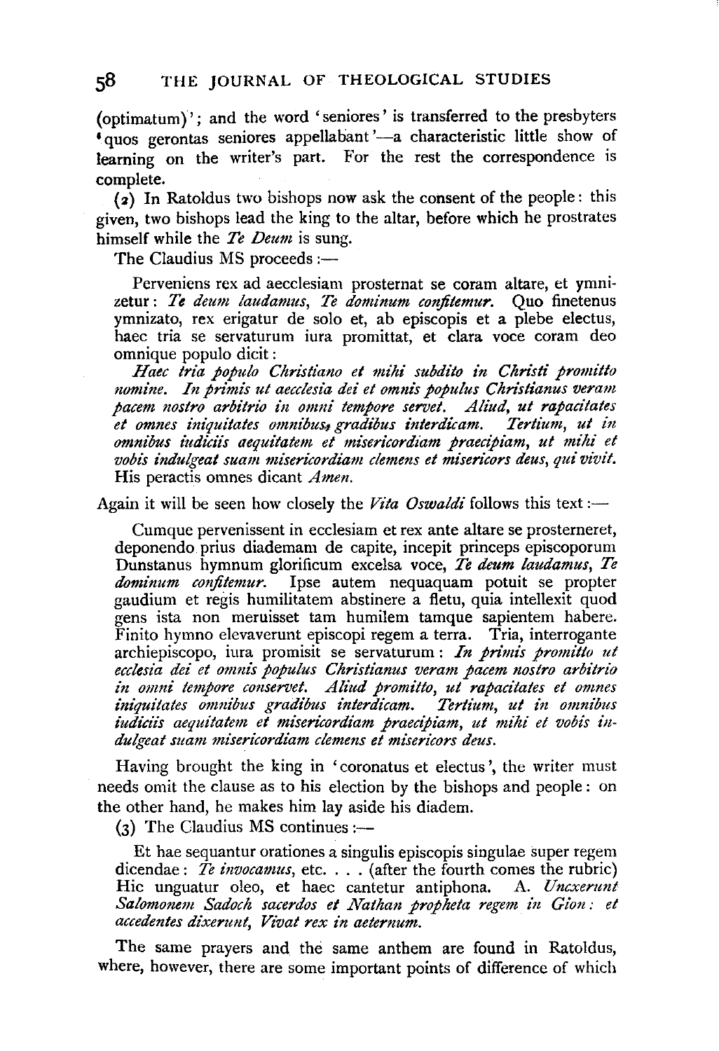(optimatum)'; and the word 'seniores' is transferred to the presbyters 'quos gerontas seniores appellabant'—a characteristic little show of learning on the writer's part. For the rest the correspondence is complete.

(2) In Ratoldus two bishops now ask the consent of the people: this given, two bishops lead the king to the altar, before which he prostrates himself while the *Te Deum* is sung.

The Claudius MS proceeds:—

> Perveniens rex ad aecclesiam prosternat se coram altare, et ymnizetur: *Te deum laudamus, Te dominum confitemur.* Quo finetenus ymnizato, rex erigatur de solo et, ab episcopis et a plebe electus, haec tria se servaturum iura promittat, et clara voce coram deo omnique populo dicit:
>
> *Haec tria populo Christiano et mihi subdito in Christi promitto nomine. In primis ut aecclesia dei et omnis populus Christianus veram pacem nostro arbitrio in omni tempore servet. Aliud, ut rapacitates et omnes iniquitates omnibus gradibus interdicam. Tertium, ut in omnibus iudiciis aequitatem et misericordiam praecipiam, ut mihi et vobis indulgeat suam misericordiam clemens et misericors deus, qui vivit.* His peractis omnes dicant *Amen.*

Again it will be seen how closely the *Vita Oswaldi* follows this text:—

> Cumque pervenissent in ecclesiam et rex ante altare se prosterneret, deponendo prius diademam de capite, incepit princeps episcoporum Dunstanus hymnum glorificum excelsa voce, *Te deum laudamus, Te dominum confitemur.* Ipse autem nequaquam potuit se propter gaudium et regis humilitatem abstinere a fletu, quia intellexit quod gens ista non meruisset tam humilem tamque sapientem habere. Finito hymno elevaverunt episcopi regem a terra. Tria, interrogante archiepiscopo, iura promisit se servaturum: *In primis promitto ut ecclesia dei et omnis populus Christianus veram pacem nostro arbitrio in omni tempore conservet. Aliud promitto, ut rapacitates et omnes iniquitates omnibus gradibus interdicam. Tertium, ut in omnibus iudiciis aequitatem et misericordiam praecipiam, ut mihi et vobis indulgeat suam misericordiam clemens et misericors deus.*

Having brought the king in 'coronatus et electus', the writer must needs omit the clause as to his election by the bishops and people: on the other hand, he makes him lay aside his diadem.

(3) The Claudius MS continues:—

> Et hae sequantur orationes a singulis episcopis singulae super regem dicendae: *Te invocamus*, etc. . . . (after the fourth comes the rubric) Hic unguatur oleo, et haec cantetur antiphona. A. *Uncxerunt Salomonem Sadoch sacerdos et Nathan propheta regem in Gion: et accedentes dixerunt, Vivat rex in aeternum.*

The same prayers and the same anthem are found in Ratoldus, where, however, there are some important points of difference of which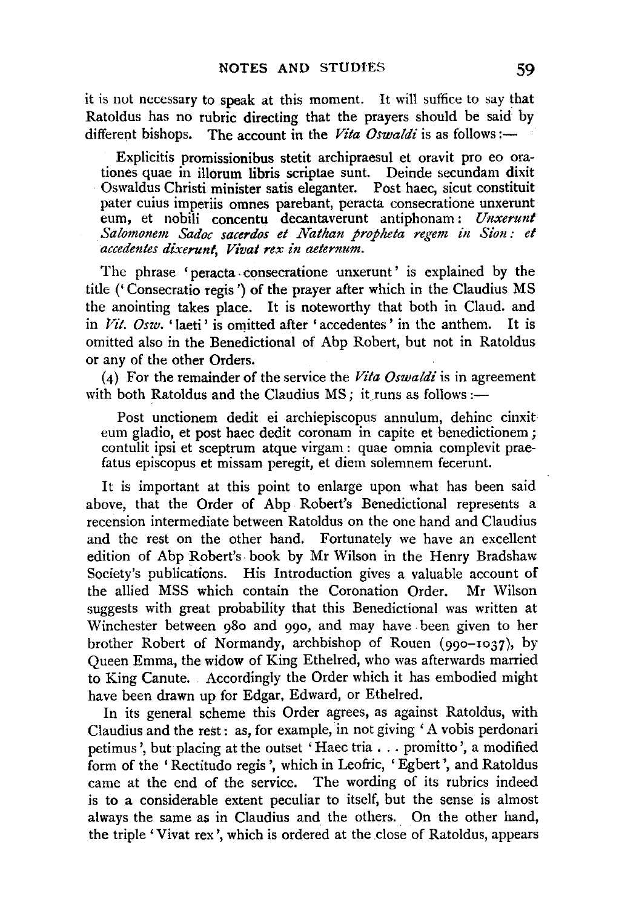it is not necessary to speak at this moment. It will suffice to say that Ratoldus has no rubric directing that the prayers should be said by different bishops. The account in the *Vita Oswaldi* is as follows:—

> Explicitis promissionibus stetit archipraesul et oravit pro eo orationes quae in illorum libris scriptae sunt. Deinde secundam dixit Oswaldus Christi minister satis eleganter. Post haec, sicut constituit pater cuius imperiis omnes parebant, peracta consecratione unxerunt eum, et nobili concentu decantaverunt antiphonam: *Unxerunt Salomonem Sadoc sacerdos et Nathan propheta regem in Sion: et accedentes dixerunt, Vivat rex in aeternum.*

The phrase 'peracta consecratione unxerunt' is explained by the title ('Consecratio regis') of the prayer after which in the Claudius MS the anointing takes place. It is noteworthy that both in Claud. and in *Vit. Osw.* 'laeti' is omitted after 'accedentes' in the anthem. It is omitted also in the Benedictional of Abp Robert, but not in Ratoldus or any of the other Orders.

(4) For the remainder of the service the *Vita Oswaldi* is in agreement with both Ratoldus and the Claudius MS; it runs as follows:—

> Post unctionem dedit ei archiepiscopus annulum, dehinc cinxit eum gladio, et post haec dedit coronam in capite et benedictionem; contulit ipsi et sceptrum atque virgam: quae omnia complevit praefatus episcopus et missam peregit, et diem solemnem fecerunt.

It is important at this point to enlarge upon what has been said above, that the Order of Abp Robert's Benedictional represents a recension intermediate between Ratoldus on the one hand and Claudius and the rest on the other hand. Fortunately we have an excellent edition of Abp Robert's book by Mr Wilson in the Henry Bradshaw Society's publications. His Introduction gives a valuable account of the allied MSS which contain the Coronation Order. Mr Wilson suggests with great probability that this Benedictional was written at Winchester between 980 and 990, and may have been given to her brother Robert of Normandy, archbishop of Rouen (990–1037), by Queen Emma, the widow of King Ethelred, who was afterwards married to King Canute. Accordingly the Order which it has embodied might have been drawn up for Edgar, Edward, or Ethelred.

In its general scheme this Order agrees, as against Ratoldus, with Claudius and the rest: as, for example, in not giving 'A vobis perdonari petimus', but placing at the outset 'Haec tria . . . promitto', a modified form of the 'Rectitudo regis', which in Leofric, 'Egbert', and Ratoldus came at the end of the service. The wording of its rubrics indeed is to a considerable extent peculiar to itself, but the sense is almost always the same as in Claudius and the others. On the other hand, the triple 'Vivat rex', which is ordered at the close of Ratoldus, appears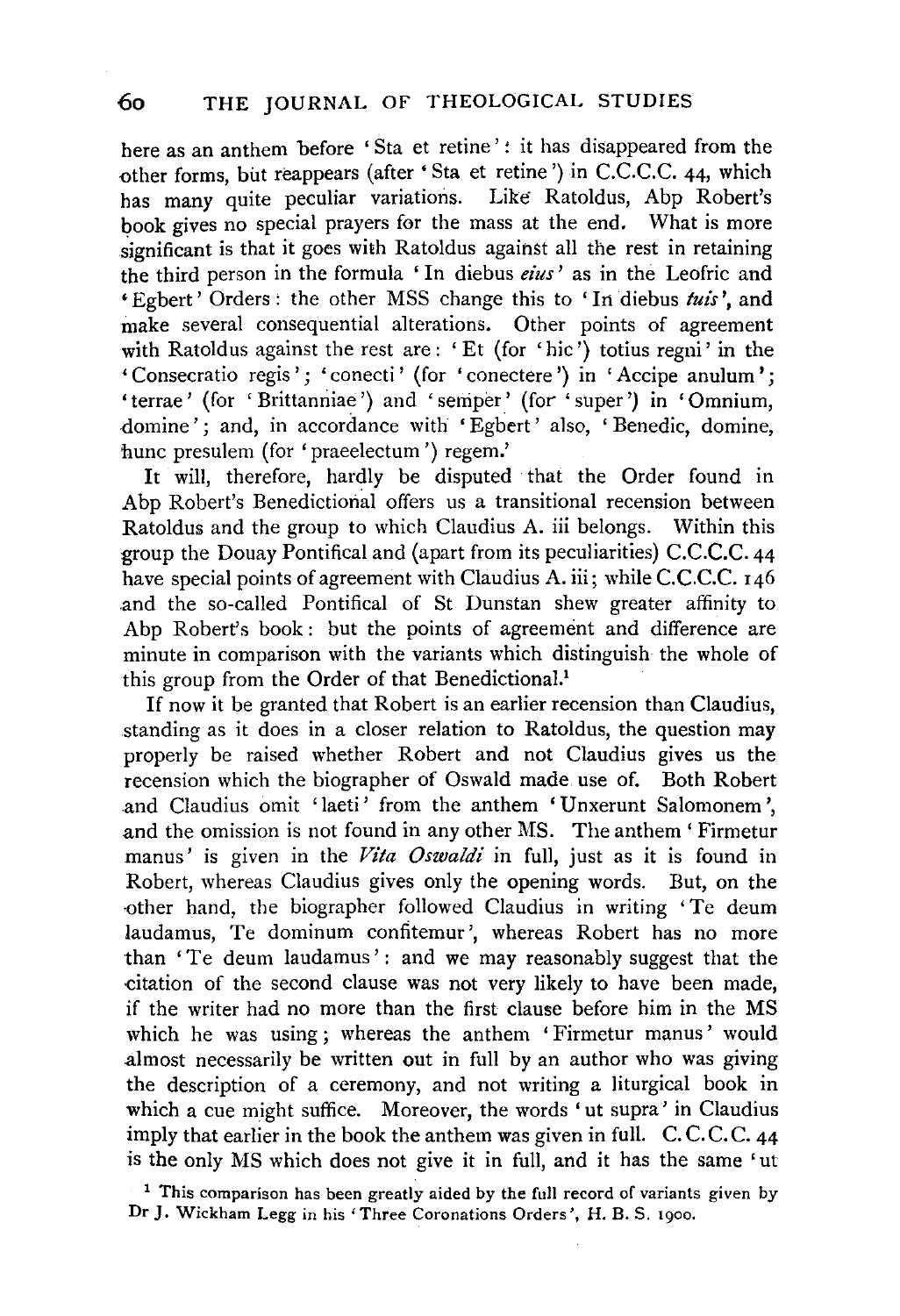here as an anthem before 'Sta et retine': it has disappeared from the other forms, but reappears (after 'Sta et retine') in C.C.C.C. 44, which has many quite peculiar variations. Like Ratoldus, Abp Robert's book gives no special prayers for the mass at the end. What is more significant is that it goes with Ratoldus against all the rest in retaining the third person in the formula 'In diebus *eius*' as in the Leofric and 'Egbert' Orders: the other MSS change this to 'In diebus *tuis*', and make several consequential alterations. Other points of agreement with Ratoldus against the rest are: 'Et (for 'hic') totius regni' in the 'Consecratio regis'; 'conecti' (for 'conectere') in 'Accipe anulum'; 'terrae' (for 'Brittanniae') and 'semper' (for 'super') in 'Omnium, domine'; and, in accordance with 'Egbert' also, 'Benedic, domine, hunc presulem (for 'praeelectum') regem.'

It will, therefore, hardly be disputed that the Order found in Abp Robert's Benedictional offers us a transitional recension between Ratoldus and the group to which Claudius A. iii belongs. Within this group the Douay Pontifical and (apart from its peculiarities) C.C.C.C. 44 have special points of agreement with Claudius A. iii; while C.C.C.C. 146 and the so-called Pontifical of St Dunstan shew greater affinity to Abp Robert's book: but the points of agreement and difference are minute in comparison with the variants which distinguish the whole of this group from the Order of that Benedictional.[1]

If now it be granted that Robert is an earlier recension than Claudius, standing as it does in a closer relation to Ratoldus, the question may properly be raised whether Robert and not Claudius gives us the recension which the biographer of Oswald made use of. Both Robert and Claudius omit 'laeti' from the anthem 'Unxerunt Salomonem', and the omission is not found in any other MS. The anthem 'Firmetur manus' is given in the *Vita Oswaldi* in full, just as it is found in Robert, whereas Claudius gives only the opening words. But, on the other hand, the biographer followed Claudius in writing 'Te deum laudamus, Te dominum confitemur', whereas Robert has no more than 'Te deum laudamus': and we may reasonably suggest that the citation of the second clause was not very likely to have been made, if the writer had no more than the first clause before him in the MS which he was using; whereas the anthem 'Firmetur manus' would almost necessarily be written out in full by an author who was giving the description of a ceremony, and not writing a liturgical book in which a cue might suffice. Moreover, the words 'ut supra' in Claudius imply that earlier in the book the anthem was given in full. C.C.C.C. 44 is the only MS which does not give it in full, and it has the same 'ut

[1] This comparison has been greatly aided by the full record of variants given by Dr J. Wickham Legg in his 'Three Coronations Orders', H. B. S. 1900.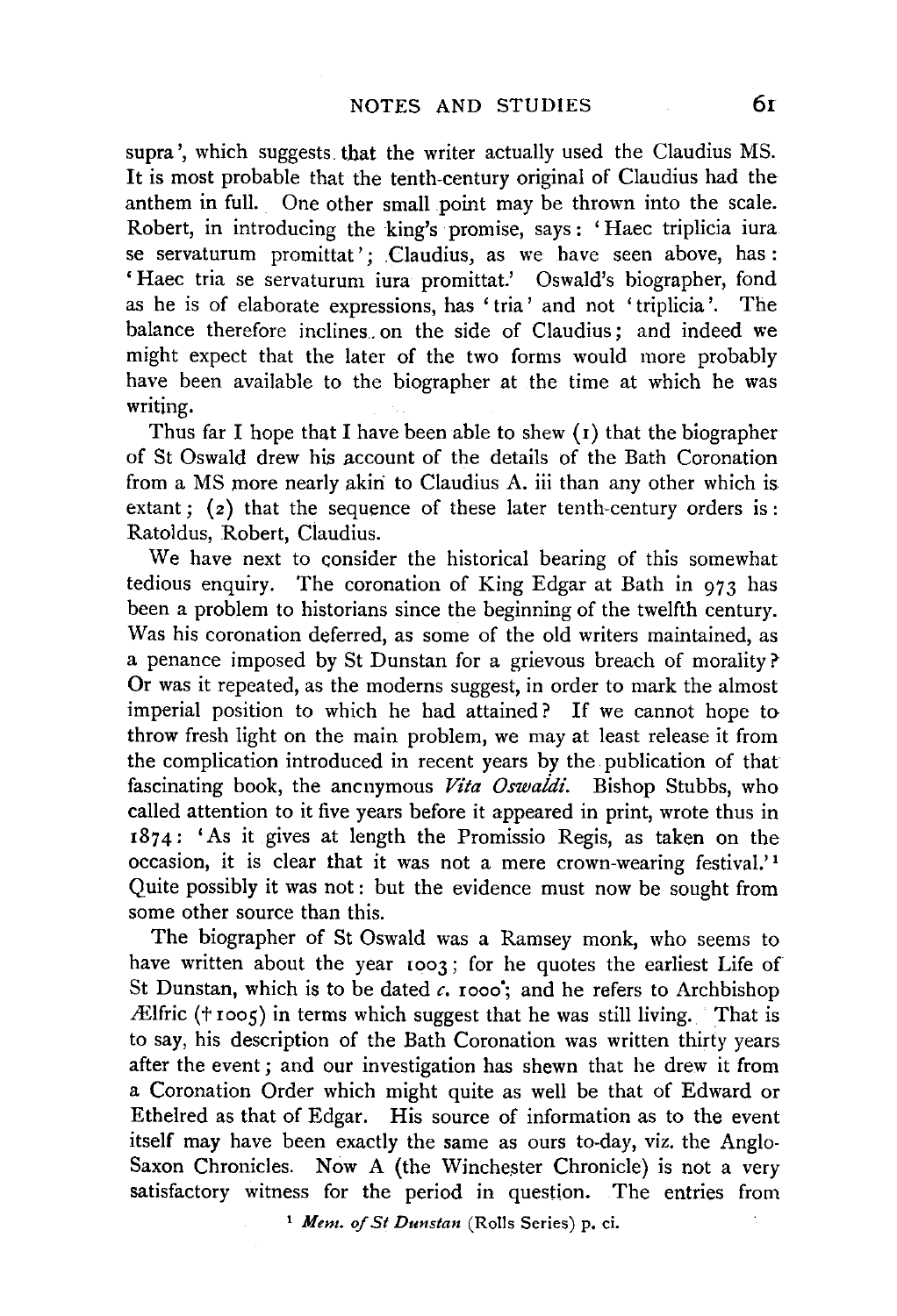supra', which suggests that the writer actually used the Claudius MS. It is most probable that the tenth-century original of Claudius had the anthem in full. One other small point may be thrown into the scale. Robert, in introducing the king's promise, says: 'Haec triplicia iura se servaturum promittat'; Claudius, as we have seen above, has: 'Haec tria se servaturum iura promittat.' Oswald's biographer, fond as he is of elaborate expressions, has 'tria' and not 'triplicia'. The balance therefore inclines on the side of Claudius; and indeed we might expect that the later of the two forms would more probably have been available to the biographer at the time at which he was writing.

Thus far I hope that I have been able to shew (1) that the biographer of St Oswald drew his account of the details of the Bath Coronation from a MS more nearly akin to Claudius A. iii than any other which is extant; (2) that the sequence of these later tenth-century orders is: Ratoldus, Robert, Claudius.

We have next to consider the historical bearing of this somewhat tedious enquiry. The coronation of King Edgar at Bath in 973 has been a problem to historians since the beginning of the twelfth century. Was his coronation deferred, as some of the old writers maintained, as a penance imposed by St Dunstan for a grievous breach of morality? Or was it repeated, as the moderns suggest, in order to mark the almost imperial position to which he had attained? If we cannot hope to throw fresh light on the main problem, we may at least release it from the complication introduced in recent years by the publication of that fascinating book, the anonymous *Vita Oswaldi*. Bishop Stubbs, who called attention to it five years before it appeared in print, wrote thus in 1874: 'As it gives at length the Promissio Regis, as taken on the occasion, it is clear that it was not a mere crown-wearing festival.'[1] Quite possibly it was not: but the evidence must now be sought from some other source than this.

The biographer of St Oswald was a Ramsey monk, who seems to have written about the year 1003; for he quotes the earliest Life of St Dunstan, which is to be dated *c.* 1000; and he refers to Archbishop Ælfric († 1005) in terms which suggest that he was still living. That is to say, his description of the Bath Coronation was written thirty years after the event; and our investigation has shewn that he drew it from a Coronation Order which might quite as well be that of Edward or Ethelred as that of Edgar. His source of information as to the event itself may have been exactly the same as ours to-day, viz. the Anglo-Saxon Chronicles. Now A (the Winchester Chronicle) is not a very satisfactory witness for the period in question. The entries from

[1] *Mem. of St Dunstan* (Rolls Series) p. ci.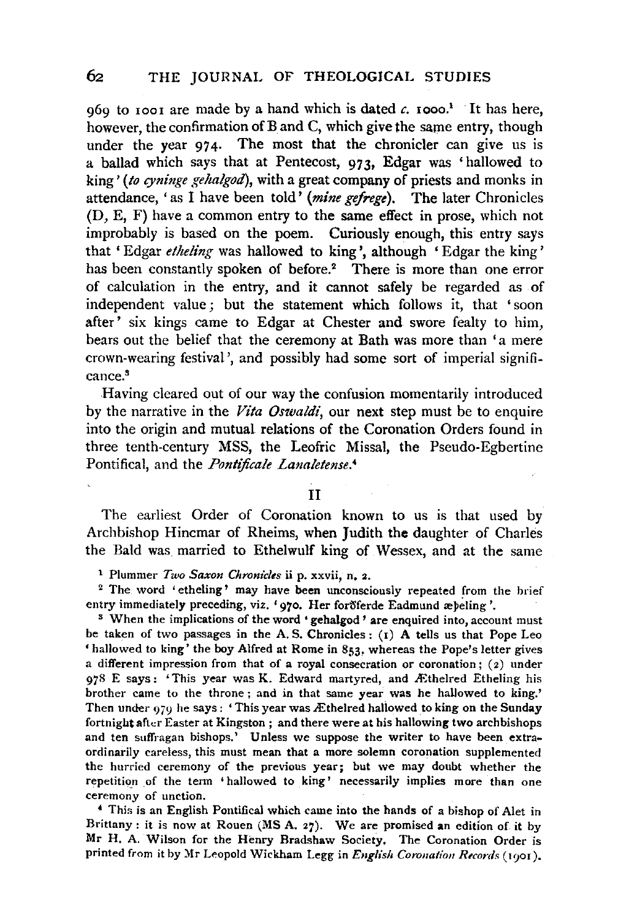969 to 1001 are made by a hand which is dated *c.* 1000.[1] It has here, however, the confirmation of B and C, which give the same entry, though under the year 974. The most that the chronicler can give us is a ballad which says that at Pentecost, 973, Edgar was 'hallowed to king' (*to cyninge gehalgod*), with a great company of priests and monks in attendance, 'as I have been told' (*mine gefrege*). The later Chronicles (D, E, F) have a common entry to the same effect in prose, which not improbably is based on the poem. Curiously enough, this entry says that 'Edgar *etheling* was hallowed to king', although 'Edgar the king' has been constantly spoken of before.[2] There is more than one error of calculation in the entry, and it cannot safely be regarded as of independent value; but the statement which follows it, that 'soon after' six kings came to Edgar at Chester and swore fealty to him, bears out the belief that the ceremony at Bath was more than 'a mere crown-wearing festival', and possibly had some sort of imperial significance.[3]

Having cleared out of our way the confusion momentarily introduced by the narrative in the *Vita Oswaldi*, our next step must be to enquire into the origin and mutual relations of the Coronation Orders found in three tenth-century MSS, the Leofric Missal, the Pseudo-Egbertine Pontifical, and the *Pontificale Lanaletense*.[4]

## II

The earliest Order of Coronation known to us is that used by Archbishop Hincmar of Rheims, when Judith the daughter of Charles the Bald was married to Ethelwulf king of Wessex, and at the same

---

[1] Plummer *Two Saxon Chronicles* ii p. xxvii, n. 2.

[2] The word 'etheling' may have been unconsciously repeated from the brief entry immediately preceding, viz. '970. Her forðferde Eadmund æþeling'.

[3] When the implications of the word 'gehalgod' are enquired into, account must be taken of two passages in the A. S. Chronicles: (1) A tells us that Pope Leo 'hallowed to king' the boy Alfred at Rome in 853, whereas the Pope's letter gives a different impression from that of a royal consecration or coronation; (2) under 978 E says: 'This year was K. Edward martyred, and Æthelred Etheling his brother came to the throne; and in that same year was he hallowed to king.' Then under 979 he says: 'This year was Æthelred hallowed to king on the Sunday fortnight after Easter at Kingston; and there were at his hallowing two archbishops and ten suffragan bishops.' Unless we suppose the writer to have been extraordinarily careless, this must mean that a more solemn coronation supplemented the hurried ceremony of the previous year; but we may doubt whether the repetition of the term 'hallowed to king' necessarily implies more than one ceremony of unction.

[4] This is an English Pontifical which came into the hands of a bishop of Alet in Brittany: it is now at Rouen (MS A. 27). We are promised an edition of it by Mr H. A. Wilson for the Henry Bradshaw Society. The Coronation Order is printed from it by Mr Leopold Wickham Legg in *English Coronation Records* (1901).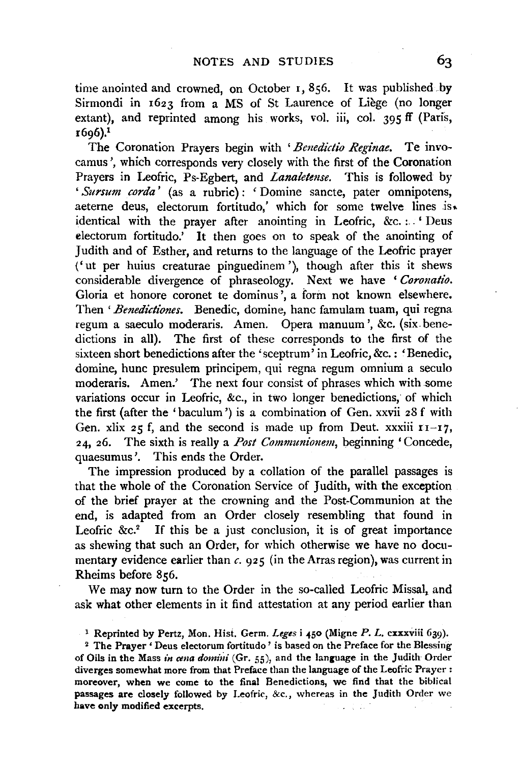time anointed and crowned, on October 1, 856. It was published by Sirmondi in 1623 from a MS of St Laurence of Liège (no longer extant), and reprinted among his works, vol. iii, col. 395 ff (Paris, 1696).[1]

The Coronation Prayers begin with '*Benedictio Reginae.* Te invocamus', which corresponds very closely with the first of the Coronation Prayers in Leofric, Ps-Egbert, and *Lanaletense.* This is followed by '*Sursum corda*' (as a rubric): 'Domine sancte, pater omnipotens, aeterne deus, electorum fortitudo,' which for some twelve lines is identical with the prayer after anointing in Leofric, &c.: 'Deus electorum fortitudo.' It then goes on to speak of the anointing of Judith and of Esther, and returns to the language of the Leofric prayer ('ut per huius creaturae pinguedinem'), though after this it shews considerable divergence of phraseology. Next we have '*Coronatio.* Gloria et honore coronet te dominus', a form not known elsewhere. Then '*Benedictiones.* Benedic, domine, hanc famulam tuam, qui regna regum a saeculo moderaris. Amen. Opera manuum', &c. (six benedictions in all). The first of these corresponds to the first of the sixteen short benedictions after the 'sceptrum' in Leofric, &c.: 'Benedic, domine, hunc presulem principem, qui regna regum omnium a seculo moderaris. Amen.' The next four consist of phrases which with some variations occur in Leofric, &c., in two longer benedictions, of which the first (after the 'baculum') is a combination of Gen. xxvii 28 f with Gen. xlix 25 f, and the second is made up from Deut. xxxiii 11–17, 24, 26. The sixth is really a *Post Communionem*, beginning 'Concede, quaesumus'. This ends the Order.

The impression produced by a collation of the parallel passages is that the whole of the Coronation Service of Judith, with the exception of the brief prayer at the crowning and the Post-Communion at the end, is adapted from an Order closely resembling that found in Leofric &c.[2] If this be a just conclusion, it is of great importance as shewing that such an Order, for which otherwise we have no documentary evidence earlier than *c.* 925 (in the Arras region), was current in Rheims before 856.

We may now turn to the Order in the so-called Leofric Missal, and ask what other elements in it find attestation at any period earlier than

[1] Reprinted by Pertz, Mon. Hist. Germ. *Leges* i 450 (Migne *P. L.* cxxxviii 639).

[2] The Prayer 'Deus electorum fortitudo' is based on the Preface for the Blessing of Oils in the Mass *in cena domini* (Gr. 55), and the language in the Judith Order diverges somewhat more from that Preface than the language of the Leofric Prayer: moreover, when we come to the final Benedictions, we find that the biblical passages are closely followed by Leofric, &c., whereas in the Judith Order we have only modified excerpts.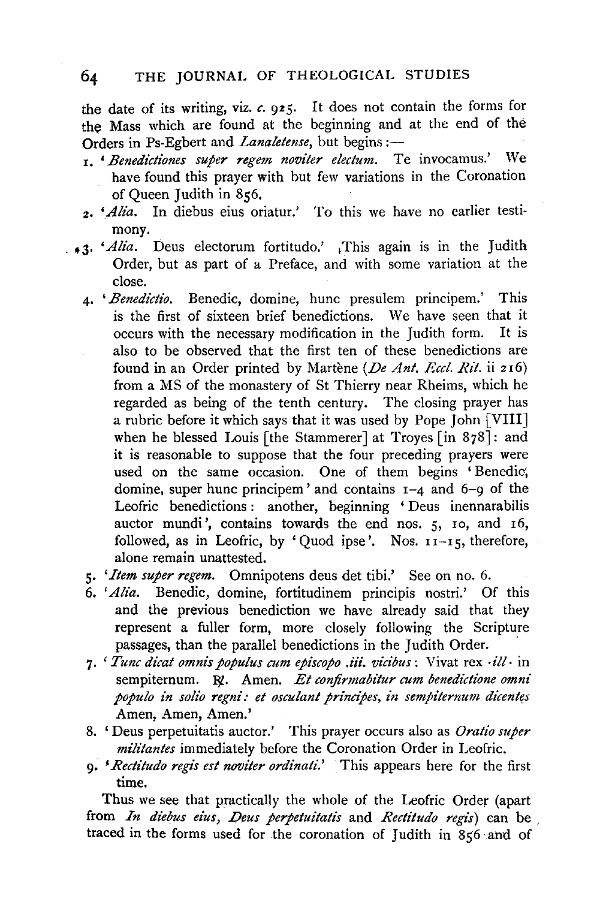the date of its writing, viz. *c.* 925. It does not contain the forms for the Mass which are found at the beginning and at the end of the Orders in Ps-Egbert and *Lanaletense*, but begins :—

1. '*Benedictiones super regem noviter electum.* Te invocamus.' We have found this prayer with but few variations in the Coronation of Queen Judith in 856.
2. '*Alia.* In diebus eius oriatur.' To this we have no earlier testimony.
3. '*Alia.* Deus electorum fortitudo.' This again is in the Judith Order, but as part of a Preface, and with some variation at the close.
4. '*Benedictio.* Benedic, domine, hunc presulem principem.' This is the first of sixteen brief benedictions. We have seen that it occurs with the necessary modification in the Judith form. It is also to be observed that the first ten of these benedictions are found in an Order printed by Martène (*De Ant. Eccl. Rit.* ii 216) from a MS of the monastery of St Thierry near Rheims, which he regarded as being of the tenth century. The closing prayer has a rubric before it which says that it was used by Pope John [VIII] when he blessed Louis [the Stammerer] at Troyes [in 878]: and it is reasonable to suppose that the four preceding prayers were used on the same occasion. One of them begins 'Benedic, domine, super hunc principem' and contains 1–4 and 6–9 of the Leofric benedictions: another, beginning 'Deus inennarabilis auctor mundi', contains towards the end nos. 5, 10, and 16, followed, as in Leofric, by 'Quod ipse'. Nos. 11–15, therefore, alone remain unattested.
5. '*Item super regem.* Omnipotens deus det tibi.' See on no. 6.
6. '*Alia.* Benedic, domine, fortitudinem principis nostri.' Of this and the previous benediction we have already said that they represent a fuller form, more closely following the Scripture passages, than the parallel benedictions in the Judith Order.
7. '*Tunc dicat omnis populus cum episcopo .iii. vicibus*: Vivat rex ·*ill*· in sempiternum. ℟. Amen. *Et confirmabitur cum benedictione omni populo in solio regni: et osculant principes, in sempiternum dicentes* Amen, Amen, Amen.'
8. 'Deus perpetuitatis auctor.' This prayer occurs also as *Oratio super militantes* immediately before the Coronation Order in Leofric.
9. '*Rectitudo regis est noviter ordinati.*' This appears here for the first time.

Thus we see that practically the whole of the Leofric Order (apart from *In diebus eius*, *Deus perpetuitatis* and *Rectitudo regis*) can be traced in the forms used for the coronation of Judith in 856 and of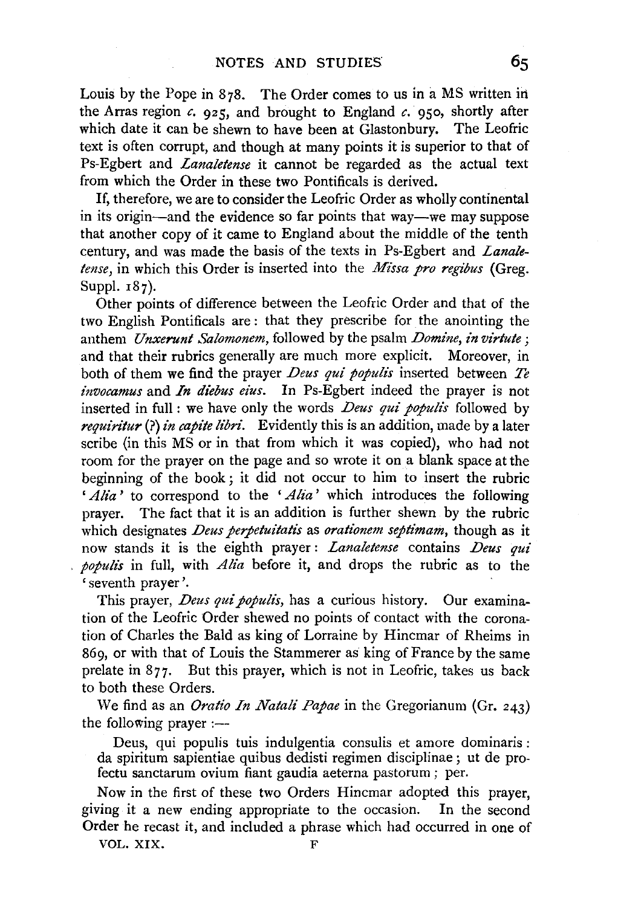Louis by the Pope in 878. The Order comes to us in a MS written in the Arras region *c.* 925, and brought to England *c.* 950, shortly after which date it can be shewn to have been at Glastonbury. The Leofric text is often corrupt, and though at many points it is superior to that of Ps-Egbert and *Lanaletense* it cannot be regarded as the actual text from which the Order in these two Pontificals is derived.

If, therefore, we are to consider the Leofric Order as wholly continental in its origin—and the evidence so far points that way—we may suppose that another copy of it came to England about the middle of the tenth century, and was made the basis of the texts in Ps-Egbert and *Lanaletense*, in which this Order is inserted into the *Missa pro regibus* (Greg. Suppl. 187).

Other points of difference between the Leofric Order and that of the two English Pontificals are: that they prescribe for the anointing the anthem *Unxerunt Salomonem*, followed by the psalm *Domine, in virtute*; and that their rubrics generally are much more explicit. Moreover, in both of them we find the prayer *Deus qui populis* inserted between *Te invocamus* and *In diebus eius*. In Ps-Egbert indeed the prayer is not inserted in full: we have only the words *Deus qui populis* followed by *requiritur* (?) *in capite libri*. Evidently this is an addition, made by a later scribe (in this MS or in that from which it was copied), who had not room for the prayer on the page and so wrote it on a blank space at the beginning of the book; it did not occur to him to insert the rubric '*Alia*' to correspond to the '*Alia*' which introduces the following prayer. The fact that it is an addition is further shewn by the rubric which designates *Deus perpetuitatis* as *orationem septimam*, though as it now stands it is the eighth prayer: *Lanaletense* contains *Deus qui populis* in full, with *Alia* before it, and drops the rubric as to the 'seventh prayer'.

This prayer, *Deus qui populis*, has a curious history. Our examination of the Leofric Order shewed no points of contact with the coronation of Charles the Bald as king of Lorraine by Hincmar of Rheims in 869, or with that of Louis the Stammerer as king of France by the same prelate in 877. But this prayer, which is not in Leofric, takes us back to both these Orders.

We find as an *Oratio In Natali Papae* in the Gregorianum (Gr. 243) the following prayer:—

> Deus, qui populis tuis indulgentia consulis et amore dominaris: da spiritum sapientiae quibus dedisti regimen disciplinae; ut de profectu sanctarum ovium fiant gaudia aeterna pastorum; per.

Now in the first of these two Orders Hincmar adopted this prayer, giving it a new ending appropriate to the occasion. In the second Order he recast it, and included a phrase which had occurred in one of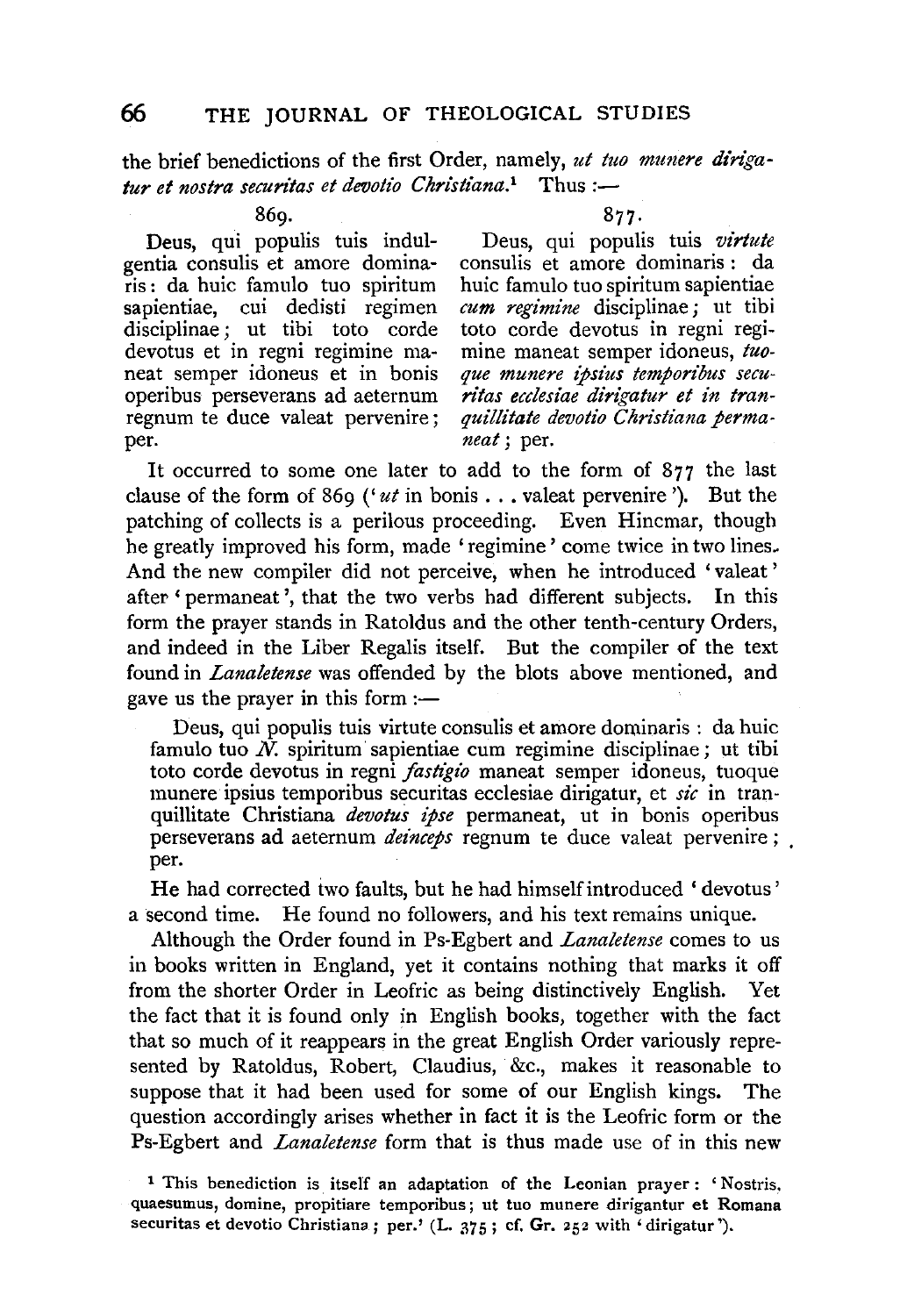the brief benedictions of the first Order, namely, *ut tuo munere dirigatur et nostra securitas et devotio Christiana*.[1] Thus :—

| 869. | 877. |
|---|---|
| Deus, qui populis tuis indulgentia consulis et amore dominaris: da huic famulo tuo spiritum sapientiae, cui dedisti regimen disciplinae; ut tibi toto corde devotus et in regni regimine maneat semper idoneus et in bonis operibus perseverans ad aeternum regnum te duce valeat pervenire; per. | Deus, qui populis tuis *virtute* consulis et amore dominaris: da huic famulo tuo spiritum sapientiae *cum regimine* disciplinae; ut tibi toto corde devotus in regni regimine maneat semper idoneus, *tuoque munere ipsius temporibus securitas ecclesiae dirigatur et in tranquillitate devotio Christiana permaneat*; per. |

It occurred to some one later to add to the form of 877 the last clause of the form of 869 ('*ut* in bonis . . . valeat pervenire'). But the patching of collects is a perilous proceeding. Even Hincmar, though he greatly improved his form, made 'regimine' come twice in two lines. And the new compiler did not perceive, when he introduced 'valeat' after 'permaneat', that the two verbs had different subjects. In this form the prayer stands in Ratoldus and the other tenth-century Orders, and indeed in the Liber Regalis itself. But the compiler of the text found in *Lanaletense* was offended by the blots above mentioned, and gave us the prayer in this form :—

> Deus, qui populis tuis virtute consulis et amore dominaris: da huic famulo tuo *N.* spiritum sapientiae cum regimine disciplinae; ut tibi toto corde devotus in regni *fastigio* maneat semper idoneus, tuoque munere ipsius temporibus securitas ecclesiae dirigatur, et *sic* in tranquillitate Christiana *devotus ipse* permaneat, ut in bonis operibus perseverans ad aeternum *deinceps* regnum te duce valeat pervenire; per.

He had corrected two faults, but he had himself introduced 'devotus' a second time. He found no followers, and his text remains unique.

Although the Order found in Ps-Egbert and *Lanaletense* comes to us in books written in England, yet it contains nothing that marks it off from the shorter Order in Leofric as being distinctively English. Yet the fact that it is found only in English books, together with the fact that so much of it reappears in the great English Order variously represented by Ratoldus, Robert, Claudius, &c., makes it reasonable to suppose that it had been used for some of our English kings. The question accordingly arises whether in fact it is the Leofric form or the Ps-Egbert and *Lanaletense* form that is thus made use of in this new

[1] This benediction is itself an adaptation of the Leonian prayer: 'Nostris, quaesumus, domine, propitiare temporibus; ut tuo munere dirigantur et Romana securitas et devotio Christiana; per.' (L. 375; cf. Gr. 252 with 'dirigatur').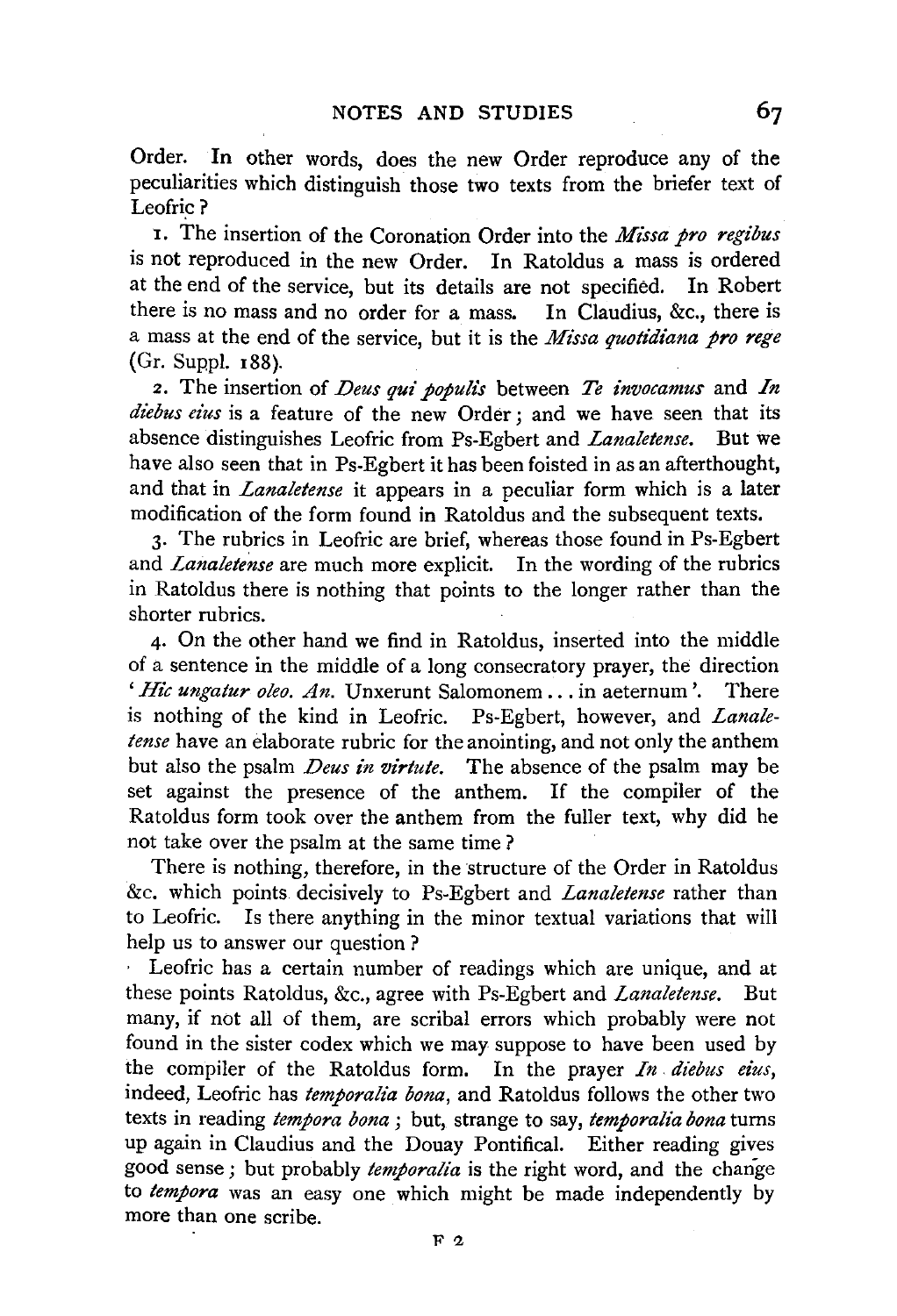Order. In other words, does the new Order reproduce any of the peculiarities which distinguish those two texts from the briefer text of Leofric?

1. The insertion of the Coronation Order into the *Missa pro regibus* is not reproduced in the new Order. In Ratoldus a mass is ordered at the end of the service, but its details are not specified. In Robert there is no mass and no order for a mass. In Claudius, &c., there is a mass at the end of the service, but it is the *Missa quotidiana pro rege* (Gr. Suppl. 188).

2. The insertion of *Deus qui populis* between *Te invocamus* and *In diebus eius* is a feature of the new Order; and we have seen that its absence distinguishes Leofric from Ps-Egbert and *Lanaletense*. But we have also seen that in Ps-Egbert it has been foisted in as an afterthought, and that in *Lanaletense* it appears in a peculiar form which is a later modification of the form found in Ratoldus and the subsequent texts.

3. The rubrics in Leofric are brief, whereas those found in Ps-Egbert and *Lanaletense* are much more explicit. In the wording of the rubrics in Ratoldus there is nothing that points to the longer rather than the shorter rubrics.

4. On the other hand we find in Ratoldus, inserted into the middle of a sentence in the middle of a long consecratory prayer, the direction '*Hic ungatur oleo. An.* Unxerunt Salomonem ... in aeternum'. There is nothing of the kind in Leofric. Ps-Egbert, however, and *Lanaletense* have an elaborate rubric for the anointing, and not only the anthem but also the psalm *Deus in virtute*. The absence of the psalm may be set against the presence of the anthem. If the compiler of the Ratoldus form took over the anthem from the fuller text, why did he not take over the psalm at the same time?

There is nothing, therefore, in the structure of the Order in Ratoldus &c. which points decisively to Ps-Egbert and *Lanaletense* rather than to Leofric. Is there anything in the minor textual variations that will help us to answer our question?

Leofric has a certain number of readings which are unique, and at these points Ratoldus, &c., agree with Ps-Egbert and *Lanaletense*. But many, if not all of them, are scribal errors which probably were not found in the sister codex which we may suppose to have been used by the compiler of the Ratoldus form. In the prayer *In diebus eius*, indeed, Leofric has *temporalia bona*, and Ratoldus follows the other two texts in reading *tempora bona*; but, strange to say, *temporalia bona* turns up again in Claudius and the Douay Pontifical. Either reading gives good sense; but probably *temporalia* is the right word, and the change to *tempora* was an easy one which might be made independently by more than one scribe.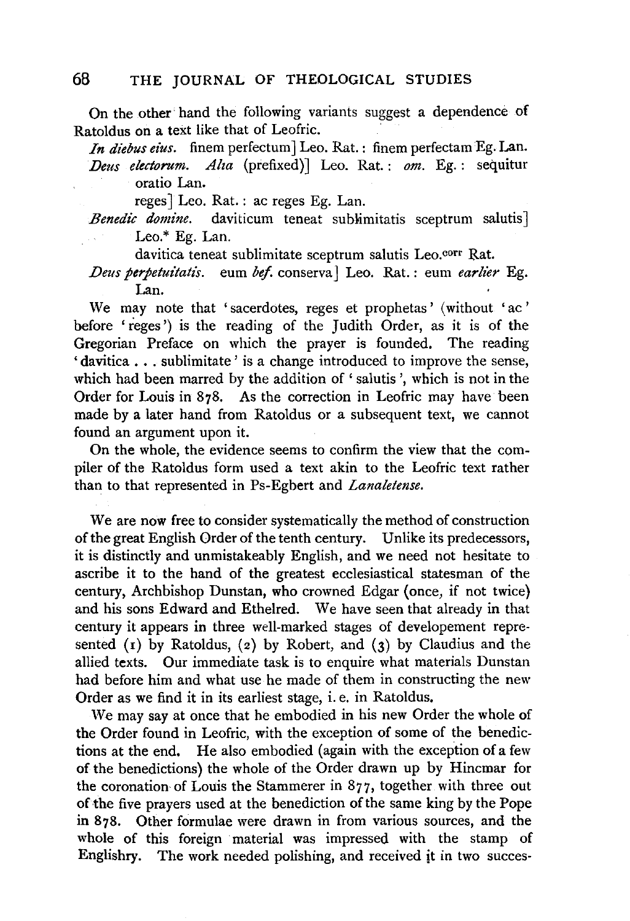On the other hand the following variants suggest a dependence of Ratoldus on a text like that of Leofric.

*In diebus eius.* finem perfectum] Leo. Rat.: finem perfectam Eg. Lan.

*Deus electorum.* *Alia* (prefixed)] Leo. Rat.: *om.* Eg.: sequitur oratio Lan.

reges] Leo. Rat.: ac reges Eg. Lan.

*Benedic domine.* daviticum teneat sublimitatis sceptrum salutis] Leo.* Eg. Lan.

davitica teneat sublimitate sceptrum salutis Leo.[corr] Rat.

*Deus perpetuitatis.* eum *bef.* conserva] Leo. Rat.: eum *earlier* Eg. Lan.

We may note that 'sacerdotes, reges et prophetas' (without 'ac' before 'reges') is the reading of the Judith Order, as it is of the Gregorian Preface on which the prayer is founded. The reading 'davitica . . . sublimitate' is a change introduced to improve the sense, which had been marred by the addition of 'salutis', which is not in the Order for Louis in 878. As the correction in Leofric may have been made by a later hand from Ratoldus or a subsequent text, we cannot found an argument upon it.

On the whole, the evidence seems to confirm the view that the compiler of the Ratoldus form used a text akin to the Leofric text rather than to that represented in Ps-Egbert and *Lanaletense*.

We are now free to consider systematically the method of construction of the great English Order of the tenth century. Unlike its predecessors, it is distinctly and unmistakeably English, and we need not hesitate to ascribe it to the hand of the greatest ecclesiastical statesman of the century, Archbishop Dunstan, who crowned Edgar (once, if not twice) and his sons Edward and Ethelred. We have seen that already in that century it appears in three well-marked stages of developement represented (1) by Ratoldus, (2) by Robert, and (3) by Claudius and the allied texts. Our immediate task is to enquire what materials Dunstan had before him and what use he made of them in constructing the new Order as we find it in its earliest stage, i. e. in Ratoldus.

We may say at once that he embodied in his new Order the whole of the Order found in Leofric, with the exception of some of the benedictions at the end. He also embodied (again with the exception of a few of the benedictions) the whole of the Order drawn up by Hincmar for the coronation of Louis the Stammerer in 877, together with three out of the five prayers used at the benediction of the same king by the Pope in 878. Other formulae were drawn in from various sources, and the whole of this foreign material was impressed with the stamp of Englishry. The work needed polishing, and received it in two succes-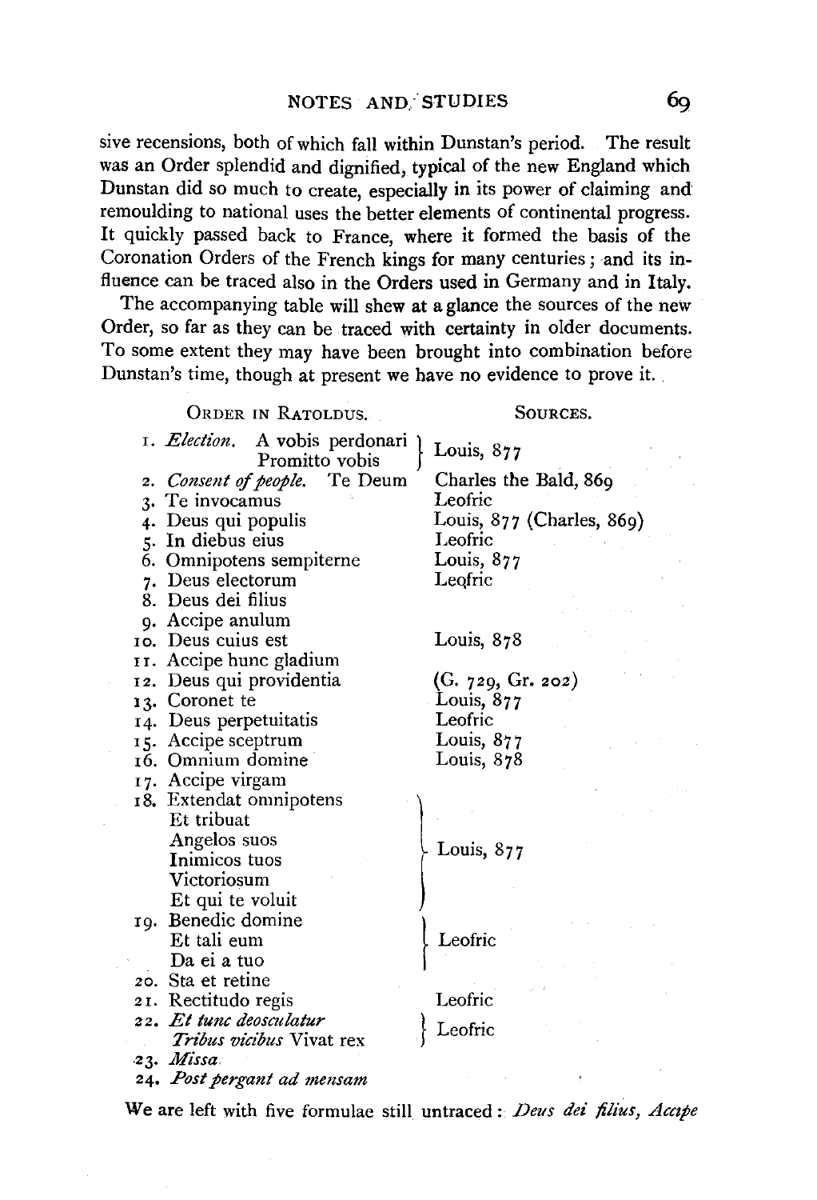sive recensions, both of which fall within Dunstan's period. The result was an Order splendid and dignified, typical of the new England which Dunstan did so much to create, especially in its power of claiming and remoulding to national uses the better elements of continental progress. It quickly passed back to France, where it formed the basis of the Coronation Orders of the French kings for many centuries; and its influence can be traced also in the Orders used in Germany and in Italy.

The accompanying table will shew at a glance the sources of the new Order, so far as they can be traced with certainty in older documents. To some extent they may have been brought into combination before Dunstan's time, though at present we have no evidence to prove it.

| Order in Ratoldus. | Sources. |
|---|---|
| 1. *Election.* A vobis perdonari<br>Promitto vobis | Louis, 877 |
| 2. *Consent of people.* Te Deum | Charles the Bald, 869 |
| 3. Te invocamus | Leofric |
| 4. Deus qui populis | Louis, 877 (Charles, 869) |
| 5. In diebus eius | Leofric |
| 6. Omnipotens sempiterne | Louis, 877 |
| 7. Deus electorum | Leofric |
| 8. Deus dei filius | |
| 9. Accipe anulum | |
| 10. Deus cuius est | Louis, 878 |
| 11. Accipe hunc gladium | |
| 12. Deus qui providentia | (G. 729, Gr. 202) |
| 13. Coronet te | Louis, 877 |
| 14. Deus perpetuitatis | Leofric |
| 15. Accipe sceptrum | Louis, 877 |
| 16. Omnium domine | Louis, 878 |
| 17. Accipe virgam | |
| 18. Extendat omnipotens<br>Et tribuat<br>Angelos suos<br>Inimicos tuos<br>Victoriosum<br>Et qui te voluit | Louis, 877 |
| 19. Benedic domine<br>Et tali eum<br>Da ei a tuo | Leofric |
| 20. Sta et retine | |
| 21. Rectitudo regis | Leofric |
| 22. *Et tunc deosculatur*<br>*Tribus vicibus* Vivat rex | Leofric |
| 23. *Missa* | |
| 24. *Post pergant ad mensam* | |

We are left with five formulae still untraced: *Deus dei filius, Accipe*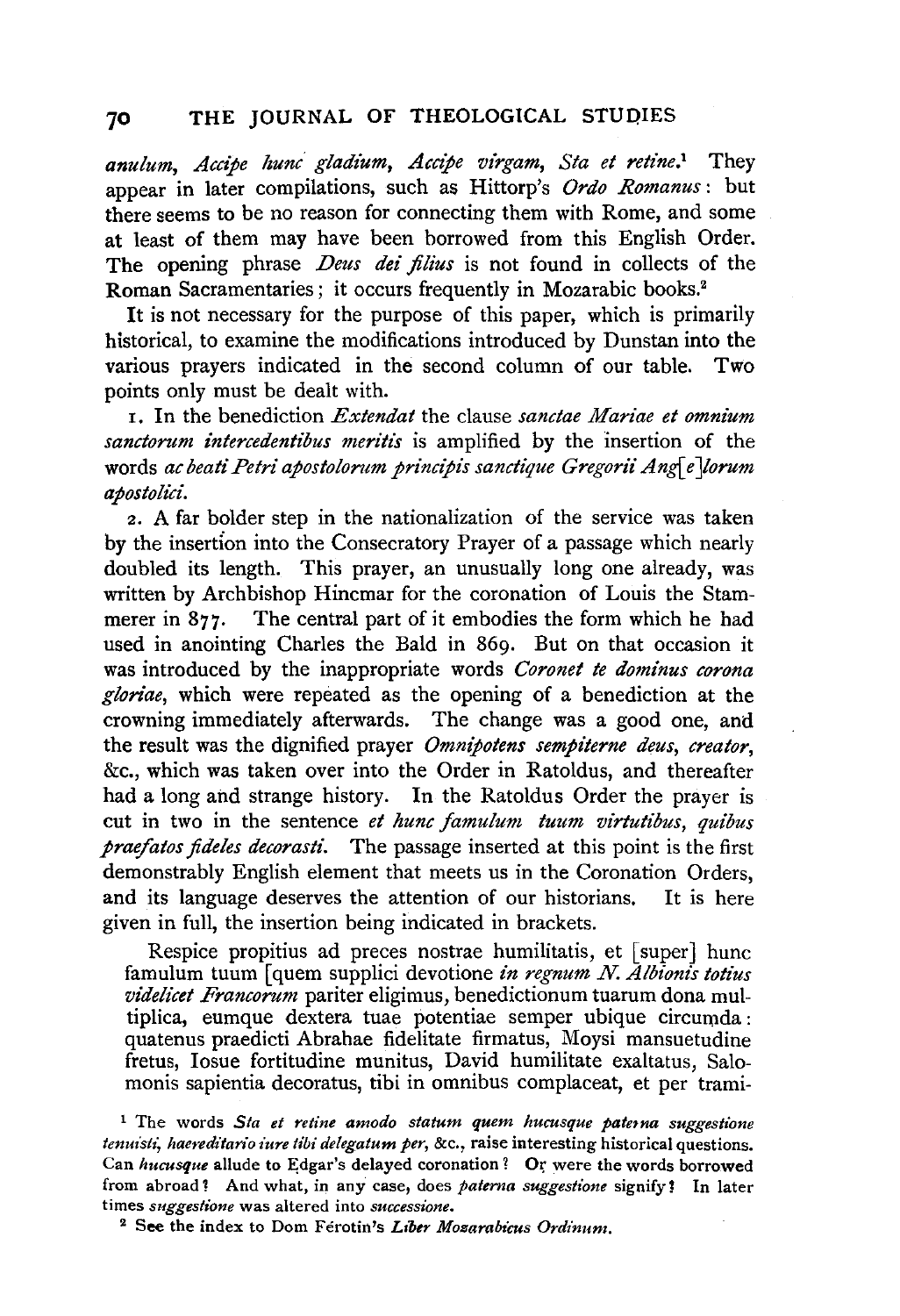*anulum*, *Accipe hunc gladium*, *Accipe virgam*, *Sta et retine*.[1] They appear in later compilations, such as Hittorp's *Ordo Romanus*: but there seems to be no reason for connecting them with Rome, and some at least of them may have been borrowed from this English Order. The opening phrase *Deus dei filius* is not found in collects of the Roman Sacramentaries; it occurs frequently in Mozarabic books.[2]

It is not necessary for the purpose of this paper, which is primarily historical, to examine the modifications introduced by Dunstan into the various prayers indicated in the second column of our table. Two points only must be dealt with.

1. In the benediction *Extendat* the clause *sanctae Mariae et omnium sanctorum intercedentibus meritis* is amplified by the insertion of the words *ac beati Petri apostolorum principis sanctique Gregorii Ang[e]lorum apostolici*.

2. A far bolder step in the nationalization of the service was taken by the insertion into the Consecratory Prayer of a passage which nearly doubled its length. This prayer, an unusually long one already, was written by Archbishop Hincmar for the coronation of Louis the Stammerer in 877. The central part of it embodies the form which he had used in anointing Charles the Bald in 869. But on that occasion it was introduced by the inappropriate words *Coronet te dominus corona gloriae*, which were repeated as the opening of a benediction at the crowning immediately afterwards. The change was a good one, and the result was the dignified prayer *Omnipotens sempiterne deus, creator*, &c., which was taken over into the Order in Ratoldus, and thereafter had a long and strange history. In the Ratoldus Order the prayer is cut in two in the sentence *et hunc famulum tuum virtutibus, quibus praefatos fideles decorasti*. The passage inserted at this point is the first demonstrably English element that meets us in the Coronation Orders, and its language deserves the attention of our historians. It is here given in full, the insertion being indicated in brackets.

> Respice propitius ad preces nostrae humilitatis, et [super] hunc famulum tuum [quem supplici devotione *in regnum N. Albionis totius videlicet Francorum* pariter eligimus, benedictionum tuarum dona multiplica, eumque dextera tuae potentiae semper ubique circumda: quatenus praedicti Abrahae fidelitate firmatus, Moysi mansuetudine fretus, Iosue fortitudine munitus, David humilitate exaltatus, Salomonis sapientia decoratus, tibi in omnibus complaceat, et per trami-

[1] The words *Sta et retine amodo statum quem hucusque paterna suggestione tenuisti, haereditario iure tibi delegatum per*, &c., raise interesting historical questions. Can *hucusque* allude to Edgar's delayed coronation? Or were the words borrowed from abroad? And what, in any case, does *paterna suggestione* signify? In later times *suggestione* was altered into *successione*.

[2] See the index to Dom Férotin's *Liber Mozarabicus Ordinum*.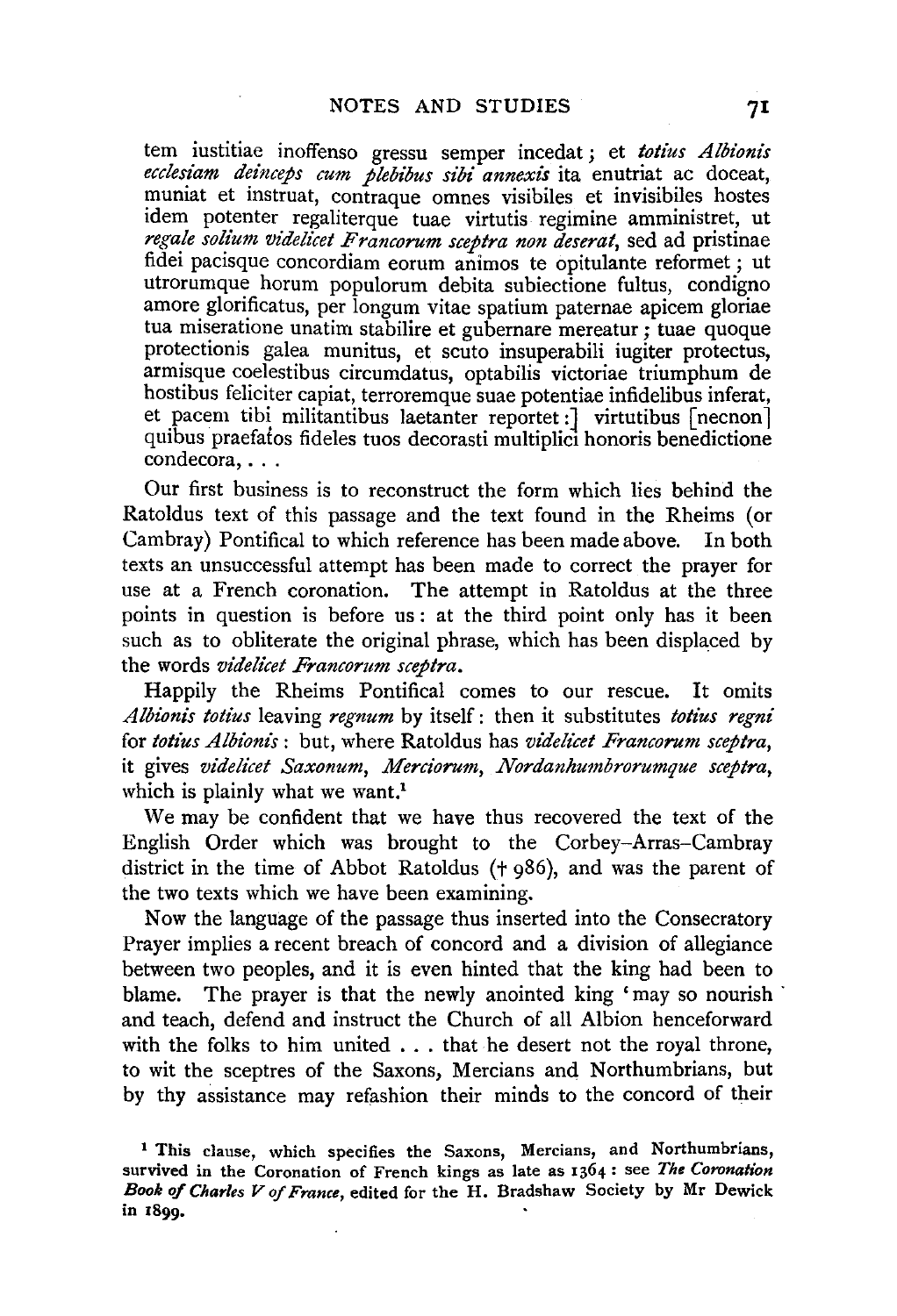tem iustitiae inoffenso gressu semper incedat; et *totius Albionis ecclesiam deinceps cum plebibus sibi annexis* ita enutriat ac doceat, muniat et instruat, contraque omnes visibiles et invisibiles hostes idem potenter regaliterque tuae virtutis regimine amministret, ut *regale solium videlicet Francorum sceptra non deserat*, sed ad pristinae fidei pacisque concordiam eorum animos te opitulante reformet; ut utrorumque horum populorum debita subiectione fultus, condigno amore glorificatus, per longum vitae spatium paternae apicem gloriae tua miseratione unatim stabilire et gubernare mereatur; tuae quoque protectionis galea munitus, et scuto insuperabili iugiter protectus, armisque coelestibus circumdatus, optabilis victoriae triumphum de hostibus feliciter capiat, terroremque suae potentiae infidelibus inferat, et pacem tibi militantibus laetanter reportet:] virtutibus [necnon] quibus praefatos fideles tuos decorasti multiplici honoris benedictione condecora, . . .

Our first business is to reconstruct the form which lies behind the Ratoldus text of this passage and the text found in the Rheims (or Cambray) Pontifical to which reference has been made above. In both texts an unsuccessful attempt has been made to correct the prayer for use at a French coronation. The attempt in Ratoldus at the three points in question is before us: at the third point only has it been such as to obliterate the original phrase, which has been displaced by the words *videlicet Francorum sceptra*.

Happily the Rheims Pontifical comes to our rescue. It omits *Albionis totius* leaving *regnum* by itself: then it substitutes *totius regni* for *totius Albionis*: but, where Ratoldus has *videlicet Francorum sceptra*, it gives *videlicet Saxonum, Merciorum, Nordanhumbrorumque sceptra*, which is plainly what we want.[1]

We may be confident that we have thus recovered the text of the English Order which was brought to the Corbey–Arras–Cambray district in the time of Abbot Ratoldus († 986), and was the parent of the two texts which we have been examining.

Now the language of the passage thus inserted into the Consecratory Prayer implies a recent breach of concord and a division of allegiance between two peoples, and it is even hinted that the king had been to blame. The prayer is that the newly anointed king 'may so nourish and teach, defend and instruct the Church of all Albion henceforward with the folks to him united . . . that he desert not the royal throne, to wit the sceptres of the Saxons, Mercians and Northumbrians, but by thy assistance may refashion their minds to the concord of their

[1] This clause, which specifies the Saxons, Mercians, and Northumbrians, survived in the Coronation of French kings as late as 1364: see *The Coronation Book of Charles V of France*, edited for the H. Bradshaw Society by Mr Dewick in 1899.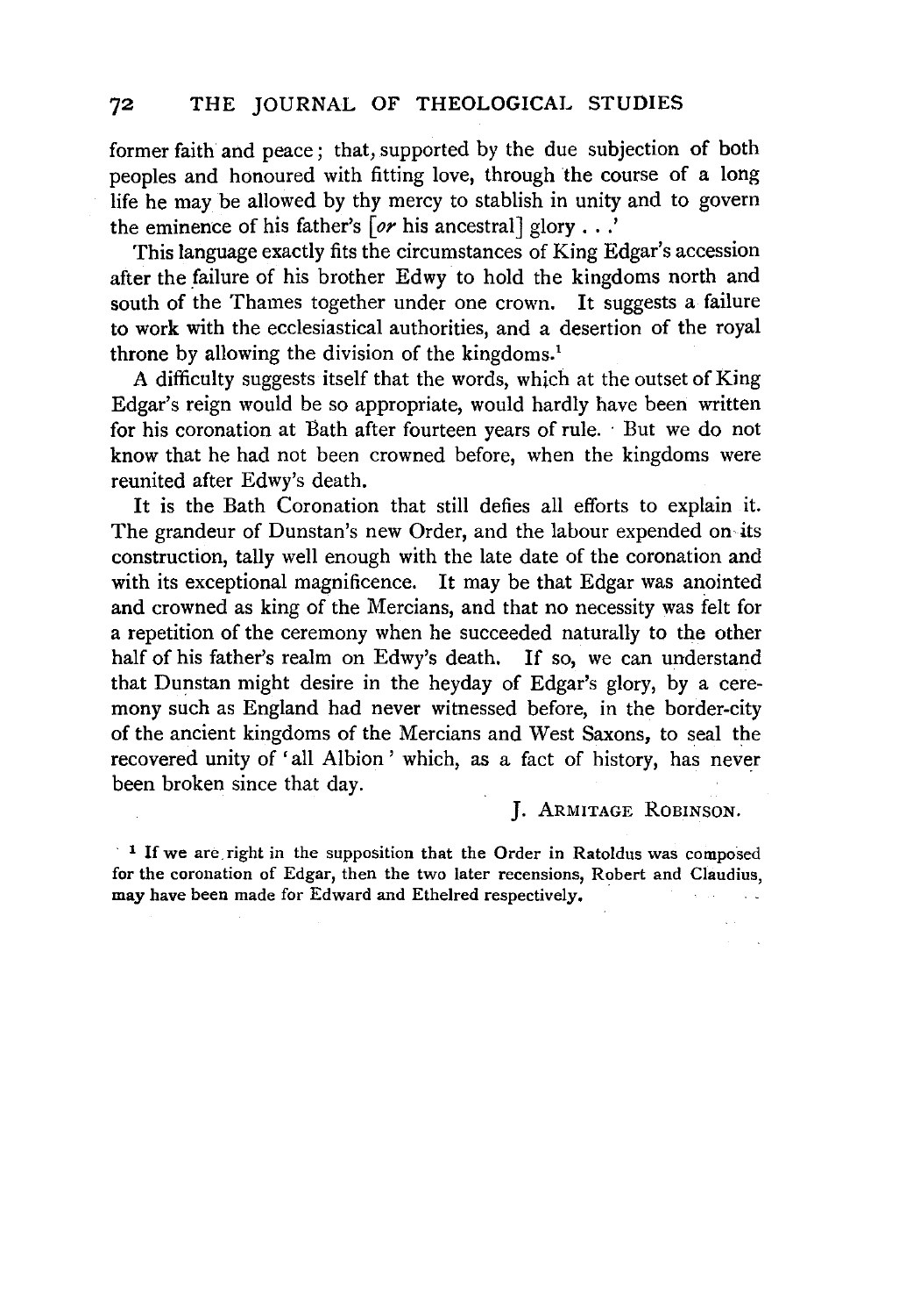former faith and peace; that, supported by the due subjection of both peoples and honoured with fitting love, through the course of a long life he may be allowed by thy mercy to stablish in unity and to govern the eminence of his father's [*or* his ancestral] glory . . .'

This language exactly fits the circumstances of King Edgar's accession after the failure of his brother Edwy to hold the kingdoms north and south of the Thames together under one crown. It suggests a failure to work with the ecclesiastical authorities, and a desertion of the royal throne by allowing the division of the kingdoms.[1]

A difficulty suggests itself that the words, which at the outset of King Edgar's reign would be so appropriate, would hardly have been written for his coronation at Bath after fourteen years of rule. But we do not know that he had not been crowned before, when the kingdoms were reunited after Edwy's death.

It is the Bath Coronation that still defies all efforts to explain it. The grandeur of Dunstan's new Order, and the labour expended on its construction, tally well enough with the late date of the coronation and with its exceptional magnificence. It may be that Edgar was anointed and crowned as king of the Mercians, and that no necessity was felt for a repetition of the ceremony when he succeeded naturally to the other half of his father's realm on Edwy's death. If so, we can understand that Dunstan might desire in the heyday of Edgar's glory, by a ceremony such as England had never witnessed before, in the border-city of the ancient kingdoms of the Mercians and West Saxons, to seal the recovered unity of 'all Albion' which, as a fact of history, has never been broken since that day.

J. Armitage Robinson.

[1] If we are right in the supposition that the Order in Ratoldus was composed for the coronation of Edgar, then the two later recensions, Robert and Claudius, may have been made for Edward and Ethelred respectively.